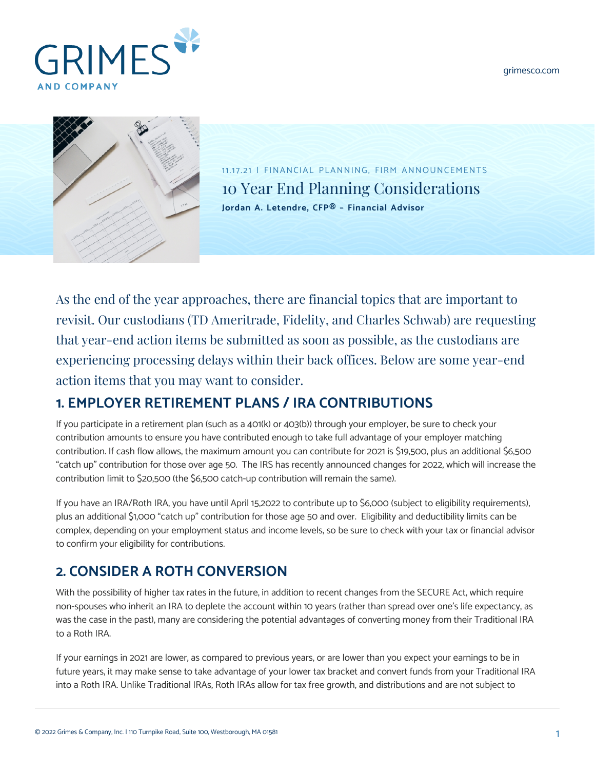11.17.21 | FINANCIAL PLANNING, FIRM ANNOUNCEMENTS

# 10 Year End Planning Considerations

**Jordan A. Letendre, CFP® – Financial Advisor**

As the end of the year approaches, there are financial topics that are important to revisit. Our custodians (TD Ameritrade, Fidelity, and Charles Schwab) are requesting that year-end action items be submitted as soon as possible, as the custodians are experiencing processing delays within their back offices. Below are some year-end action items that you may want to consider.

## 1. EMPLOYER RETIREMENT PLANS / IRA CONTRIBUTIONS

If you participate in a retirement plan (such as a 401(k) or 403(b)) through your employer, be sure to check your contribution amounts to ensure you have contributed enough to take full advantage of your employer matching contribution. If cash flow allows, the maximum amount you can contribute for 2021 is $19,500, plus an additional $6,500 "catch up" contribution for those over age 50. The IRS has recently announced changes for 2022, which will increase the contribution limit to $20,500 (the $6,500 catch-up contribution will remain the same).

If you have an IRA/Roth IRA, you have until April 15,2022 to contribute up to $6,000 (subject to eligibility requirements), plus an additional $1,000 "catch up" contribution for those age 50 and over. Eligibility and deductibility limits can be complex, depending on your employment status and income levels, so be sure to check with your tax or financial advisor to confirm your eligibility for contributions.

## 2. CONSIDER A ROTH CONVERSION

With the possibility of higher tax rates in the future, in addition to recent changes from the SECURE Act, which require non-spouses who inherit an IRA to deplete the account within 10 years (rather than spread over one's life expectancy, as was the case in the past), many are considering the potential advantages of converting money from their Traditional IRA to a Roth IRA.

If your earnings in 2021 are lower, as compared to previous years, or are lower than you expect your earnings to be in future years, it may make sense to take advantage of your lower tax bracket and convert funds from your Traditional IRA into a Roth IRA. Unlike Traditional IRAs, Roth IRAs allow for tax free growth, and distributions and are not subject to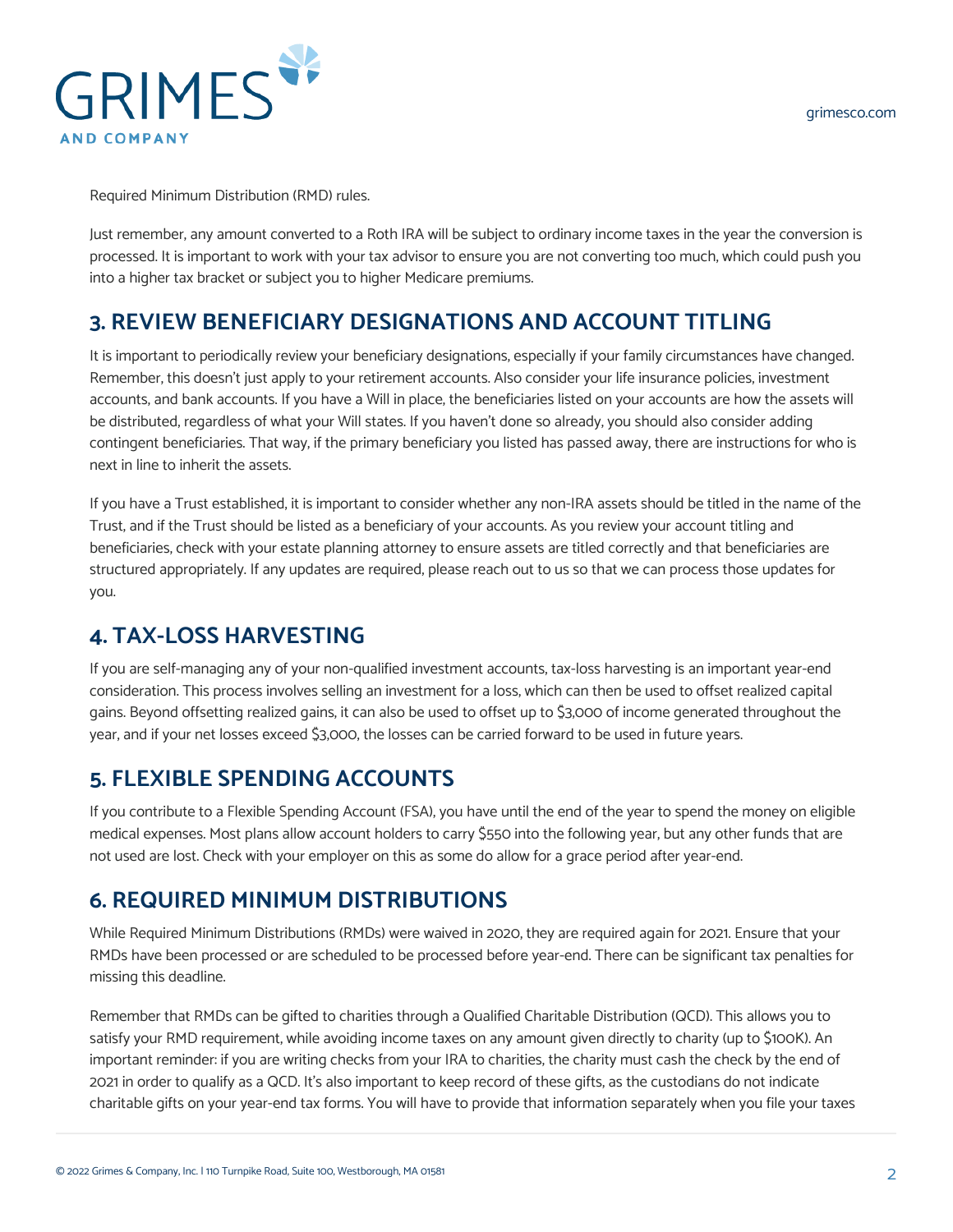Required Minimum Distribution (RMD) rules.

Just remember, any amount converted to a Roth IRA will be subject to ordinary income taxes in the year the conversion is processed. It is important to work with your tax advisor to ensure you are not converting too much, which could push you into a higher tax bracket or subject you to higher Medicare premiums.

## 3. REVIEW BENEFICIARY DESIGNATIONS AND ACCOUNT TITLING

It is important to periodically review your beneficiary designations, especially if your family circumstances have changed. Remember, this doesn't just apply to your retirement accounts. Also consider your life insurance policies, investment accounts, and bank accounts. If you have a Will in place, the beneficiaries listed on your accounts are how the assets will be distributed, regardless of what your Will states. If you haven't done so already, you should also consider adding contingent beneficiaries. That way, if the primary beneficiary you listed has passed away, there are instructions for who is next in line to inherit the assets.

If you have a Trust established, it is important to consider whether any non-IRA assets should be titled in the name of the Trust, and if the Trust should be listed as a beneficiary of your accounts. As you review your account titling and beneficiaries, check with your estate planning attorney to ensure assets are titled correctly and that beneficiaries are structured appropriately. If any updates are required, please reach out to us so that we can process those updates for you.

## 4. TAX-LOSS HARVESTING

If you are self-managing any of your non-qualified investment accounts, tax-loss harvesting is an important year-end consideration. This process involves selling an investment for a loss, which can then be used to offset realized capital gains. Beyond offsetting realized gains, it can also be used to offset up to $3,000 of income generated throughout the year, and if your net losses exceed $3,000, the losses can be carried forward to be used in future years.

## 5. FLEXIBLE SPENDING ACCOUNTS

If you contribute to a Flexible Spending Account (FSA), you have until the end of the year to spend the money on eligible medical expenses. Most plans allow account holders to carry $550 into the following year, but any other funds that are not used are lost. Check with your employer on this as some do allow for a grace period after year-end.

## 6. REQUIRED MINIMUM DISTRIBUTIONS

While Required Minimum Distributions (RMDs) were waived in 2020, they are required again for 2021. Ensure that your RMDs have been processed or are scheduled to be processed before year-end. There can be significant tax penalties for missing this deadline.

Remember that RMDs can be gifted to charities through a Qualified Charitable Distribution (QCD). This allows you to satisfy your RMD requirement, while avoiding income taxes on any amount given directly to charity (up to $100K). An important reminder: if you are writing checks from your IRA to charities, the charity must cash the check by the end of 2021 in order to qualify as a QCD. It's also important to keep record of these gifts, as the custodians do not indicate charitable gifts on your year-end tax forms. You will have to provide that information separately when you file your taxes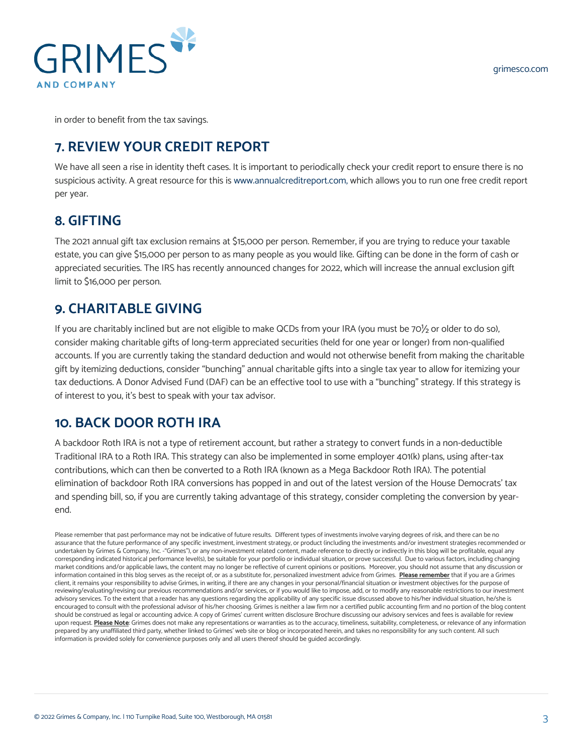in order to benefit from the tax savings.

## 7. REVIEW YOUR CREDIT REPORT

We have all seen a rise in identity theft cases. It is important to periodically check your credit report to ensure there is no suspicious activity. A great resource for this is www.annualcreditreport.com, which allows you to run one free credit report per year.

## 8. GIFTING

The 2021 annual gift tax exclusion remains at $15,000 per person. Remember, if you are trying to reduce your taxable estate, you can give $15,000 per person to as many people as you would like. Gifting can be done in the form of cash or appreciated securities. The IRS has recently announced changes for 2022, which will increase the annual exclusion gift limit to $16,000 per person.

## 9. CHARITABLE GIVING

If you are charitably inclined but are not eligible to make QCDs from your IRA (you must be 70½ or older to do so), consider making charitable gifts of long-term appreciated securities (held for one year or longer) from non-qualified accounts. If you are currently taking the standard deduction and would not otherwise benefit from making the charitable gift by itemizing deductions, consider "bunching" annual charitable gifts into a single tax year to allow for itemizing your tax deductions. A Donor Advised Fund (DAF) can be an effective tool to use with a "bunching" strategy. If this strategy is of interest to you, it's best to speak with your tax advisor.

## 10. BACK DOOR ROTH IRA

A backdoor Roth IRA is not a type of retirement account, but rather a strategy to convert funds in a non-deductible Traditional IRA to a Roth IRA. This strategy can also be implemented in some employer 401(k) plans, using after-tax contributions, which can then be converted to a Roth IRA (known as a Mega Backdoor Roth IRA). The potential elimination of backdoor Roth IRA conversions has popped in and out of the latest version of the House Democrats' tax and spending bill, so, if you are currently taking advantage of this strategy, consider completing the conversion by year-end.

Please remember that past performance may not be indicative of future results. Different types of investments involve varying degrees of risk, and there can be no assurance that the future performance of any specific investment, investment strategy, or product (including the investments and/or investment strategies recommended or undertaken by Grimes & Company, Inc. -"Grimes"), or any non-investment related content, made reference to directly or indirectly in this blog will be profitable, equal any corresponding indicated historical performance level(s), be suitable for your portfolio or individual situation, or prove successful. Due to various factors, including changing market conditions and/or applicable laws, the content may no longer be reflective of current opinions or positions. Moreover, you should not assume that any discussion or information contained in this blog serves as the receipt of, or as a substitute for, personalized investment advice from Grimes. **Please remember** that if you are a Grimes client, it remains your responsibility to advise Grimes, in writing, if there are any changes in your personal/financial situation or investment objectives for the purpose of reviewing/evaluating/revising our previous recommendations and/or services, or if you would like to impose, add, or to modify any reasonable restrictions to our investment advisory services. To the extent that a reader has any questions regarding the applicability of any specific issue discussed above to his/her individual situation, he/she is encouraged to consult with the professional advisor of his/her choosing. Grimes is neither a law firm nor a certified public accounting firm and no portion of the blog content should be construed as legal or accounting advice. A copy of Grimes' current written disclosure Brochure discussing our advisory services and fees is available for review upon request. **Please Note**: Grimes does not make any representations or warranties as to the accuracy, timeliness, suitability, completeness, or relevance of any information prepared by any unaffiliated third party, whether linked to Grimes' web site or blog or incorporated herein, and takes no responsibility for any such content. All such information is provided solely for convenience purposes only and all users thereof should be guided accordingly.